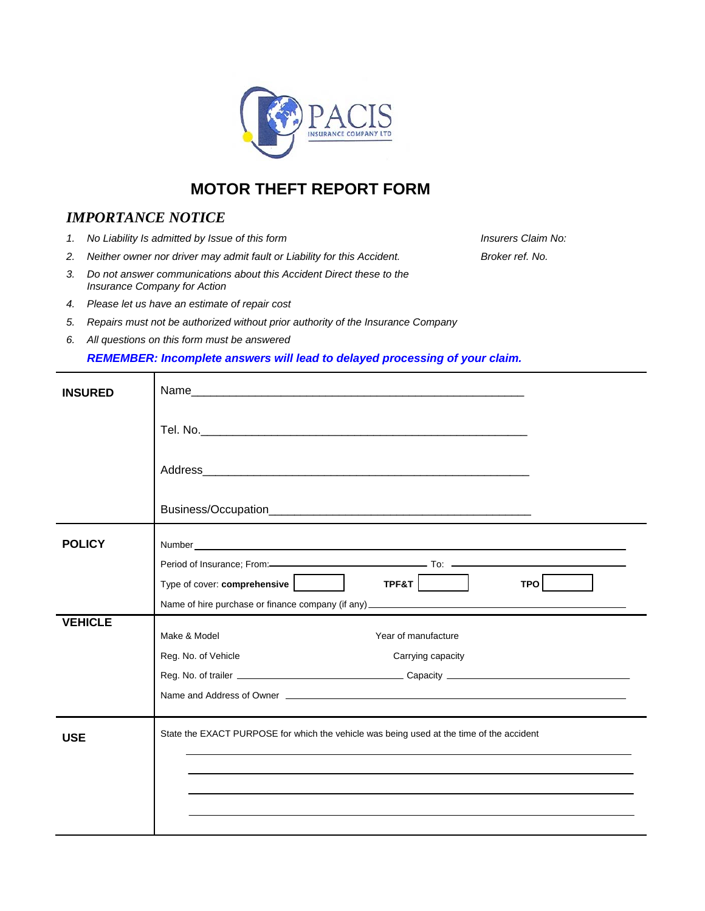PACIS INSURANCE COMPANY LTD

# MOTOR THEFT REPORT FORM

## *IMPORTANCE NOTICE*

*Insurers Claim No:*

*Broker ref. No.*

1. *No Liability Is admitted by Issue of this form*
2. *Neither owner nor driver may admit fault or Liability for this Accident.*
3. *Do not answer communications about this Accident Direct these to the Insurance Company for Action*
4. *Please let us have an estimate of repair cost*
5. *Repairs must not be authorized without prior authority of the Insurance Company*
6. *All questions on this form must be answered*

***REMEMBER: Incomplete answers will lead to delayed processing of your claim.***

| | |
|---|---|
| **INSURED** | Name\_\_\_\_\_\_\_\_\_\_\_\_\_\_\_\_\_\_\_\_\_\_\_\_\_\_\_\_\_\_\_\_\_\_\_\_\_\_\_\_\_\_\_\_\_\_\_\_\_<br><br>Tel. No.\_\_\_\_\_\_\_\_\_\_\_\_\_\_\_\_\_\_\_\_\_\_\_\_\_\_\_\_\_\_\_\_\_\_\_\_\_\_\_\_\_\_\_\_\_\_\_\_\_<br><br>Address\_\_\_\_\_\_\_\_\_\_\_\_\_\_\_\_\_\_\_\_\_\_\_\_\_\_\_\_\_\_\_\_\_\_\_\_\_\_\_\_\_\_\_\_\_\_\_\_\_<br><br>Business/Occupation\_\_\_\_\_\_\_\_\_\_\_\_\_\_\_\_\_\_\_\_\_\_\_\_\_\_\_\_\_\_\_\_\_\_\_\_\_\_\_\_ |
| **POLICY** | Number \_\_\_\_\_\_\_\_\_\_\_\_\_\_\_\_\_\_\_\_\_\_\_\_\_\_\_\_\_\_\_\_\_\_\_\_\_\_\_\_\_\_\_\_\_\_\_\_\_<br>Period of Insurance; From:\_\_\_\_\_\_\_\_\_\_\_\_\_\_\_\_\_\_\_\_\_\_ To: \_\_\_\_\_\_\_\_\_\_\_\_\_\_\_\_\_\_\_\_\_\_<br>Type of cover: **comprehensive** [ ] **TPF&T** [ ] **TPO** [ ]<br>Name of hire purchase or finance company (if any) \_\_\_\_\_\_\_\_\_\_\_\_\_\_\_\_\_\_\_\_\_\_\_\_\_\_\_\_\_\_\_\_ |
| **VEHICLE** | Make & Model Year of manufacture<br>Reg. No. of Vehicle Carrying capacity<br>Reg. No. of trailer \_\_\_\_\_\_\_\_\_\_\_\_\_\_\_\_\_\_\_\_\_\_ Capacity \_\_\_\_\_\_\_\_\_\_\_\_\_\_\_\_\_\_\_\_\_\_\_\_\_\_\_\_<br>Name and Address of Owner \_\_\_\_\_\_\_\_\_\_\_\_\_\_\_\_\_\_\_\_\_\_\_\_\_\_\_\_\_\_\_\_\_\_\_\_\_\_\_\_\_\_\_\_\_\_ |
| **USE** | State the EXACT PURPOSE for which the vehicle was being used at the time of the accident<br>\_\_\_\_\_\_\_\_\_\_\_\_\_\_\_\_\_\_\_\_\_\_\_\_\_\_\_\_\_\_\_\_\_\_\_\_\_\_\_\_\_\_\_\_\_\_\_\_\_\_\_\_\_\_\_\_\_\_<br>\_\_\_\_\_\_\_\_\_\_\_\_\_\_\_\_\_\_\_\_\_\_\_\_\_\_\_\_\_\_\_\_\_\_\_\_\_\_\_\_\_\_\_\_\_\_\_\_\_\_\_\_\_\_\_\_\_\_<br>\_\_\_\_\_\_\_\_\_\_\_\_\_\_\_\_\_\_\_\_\_\_\_\_\_\_\_\_\_\_\_\_\_\_\_\_\_\_\_\_\_\_\_\_\_\_\_\_\_\_\_\_\_\_\_\_\_\_<br>\_\_\_\_\_\_\_\_\_\_\_\_\_\_\_\_\_\_\_\_\_\_\_\_\_\_\_\_\_\_\_\_\_\_\_\_\_\_\_\_\_\_\_\_\_\_\_\_\_\_\_\_\_\_\_\_\_\_ |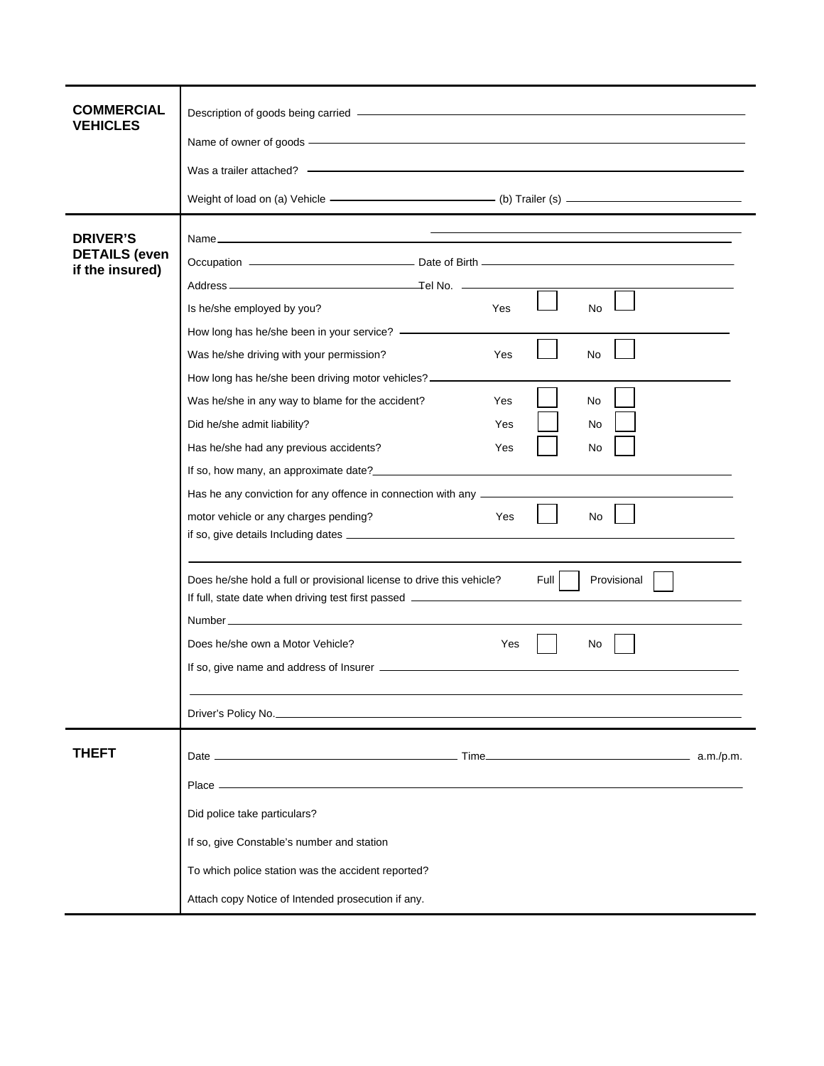## COMMERCIAL VEHICLES

Description of goods being carried ______________________________

Name of owner of goods ______________________________

Was a trailer attached? ______________________________

Weight of load on (a) Vehicle ______________ (b) Trailer (s) ______________

## DRIVER'S DETAILS (even if the insured)

Name ______________________________

Occupation ______________ Date of Birth ______________

Address ______________ Tel No. ______________

Is he/she employed by you? Yes ☐ No ☐

How long has he/she been in your service? ______________________________

Was he/she driving with your permission? Yes ☐ No ☐

How long has he/she been driving motor vehicles? ______________________________

Was he/she in any way to blame for the accident? Yes ☐ No ☐

Did he/she admit liability? Yes ☐ No ☐

Has he/she had any previous accidents? Yes ☐ No ☐

If so, how many, an approximate date? ______________________________

Has he any conviction for any offence in connection with any ______________

motor vehicle or any charges pending? Yes ☐ No ☐

if so, give details Including dates ______________________________

______________________________

Does he/she hold a full or provisional license to drive this vehicle? Full ☐ Provisional ☐

If full, state date when driving test first passed ______________________________

Number ______________________________

Does he/she own a Motor Vehicle? Yes ☐ No ☐

If so, give name and address of Insurer ______________________________

______________________________

Driver's Policy No. ______________________________

## THEFT

Date ______________ Time ______________ a.m./p.m.

Place ______________________________

Did police take particulars?

If so, give Constable's number and station

To which police station was the accident reported?

Attach copy Notice of Intended prosecution if any.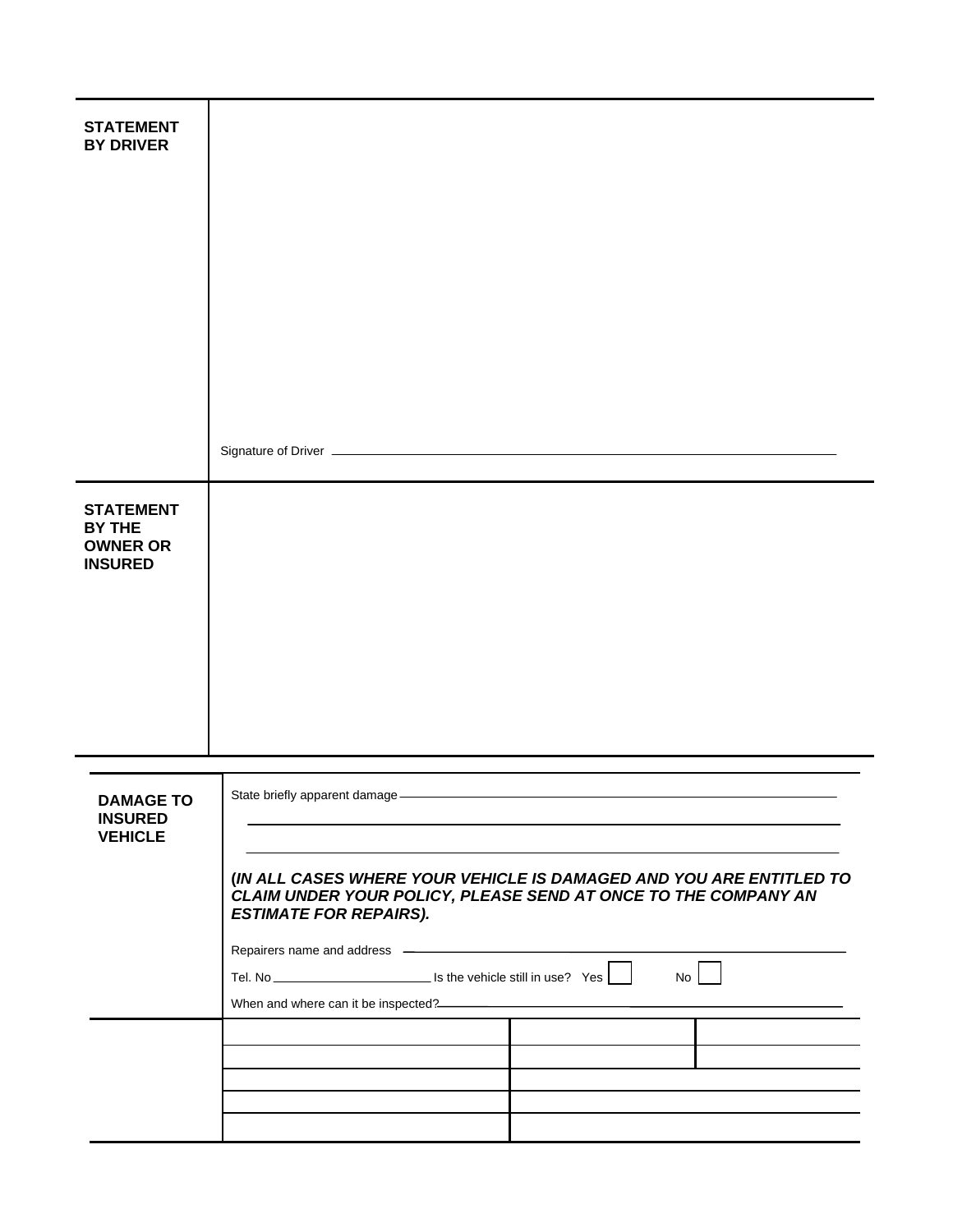**STATEMENT BY DRIVER**

Signature of Driver ______________________________

**STATEMENT BY THE OWNER OR INSURED**

**DAMAGE TO INSURED VEHICLE**

State briefly apparent damage ______________________________

______________________________

______________________________

***(IN ALL CASES WHERE YOUR VEHICLE IS DAMAGED AND YOU ARE ENTITLED TO CLAIM UNDER YOUR POLICY, PLEASE SEND AT ONCE TO THE COMPANY AN ESTIMATE FOR REPAIRS).***

Repairers name and address ______________________________

Tel. No ______________ Is the vehicle still in use? Yes ☐ No ☐

When and where can it be inspected? ______________________________

| | | | |
|---|---|---|---|
| | | | |
| | | | |
| | | | |
| | | | |
| | | | |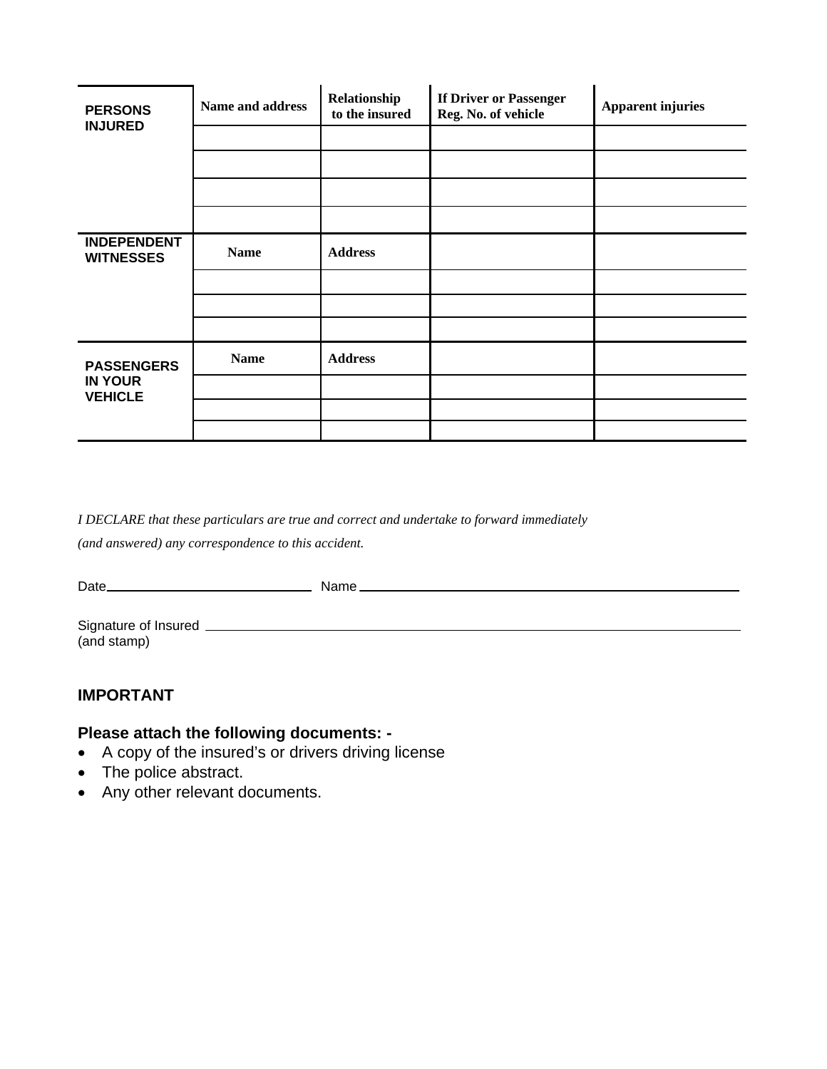| | | | | |
|---|---|---|---|---|
| **PERSONS INJURED** | **Name and address** | **Relationship to the insured** | **If Driver or Passenger Reg. No. of vehicle** | **Apparent injuries** |
| | | | | |
| | | | | |
| | | | | |
| | | | | |
| **INDEPENDENT WITNESSES** | **Name** | **Address** | | |
| | | | | |
| | | | | |
| | | | | |
| **PASSENGERS IN YOUR VEHICLE** | **Name** | **Address** | | |
| | | | | |
| | | | | |
| | | | | |

*I DECLARE that these particulars are true and correct and undertake to forward immediately (and answered) any correspondence to this accident.*

Date\_\_\_\_\_\_\_\_\_\_\_\_\_\_\_\_\_\_\_\_\_\_\_\_ Name\_\_\_\_\_\_\_\_\_\_\_\_\_\_\_\_\_\_\_\_\_\_\_\_\_\_\_\_\_\_\_\_\_\_\_\_\_\_\_\_

Signature of Insured \_\_\_\_\_\_\_\_\_\_\_\_\_\_\_\_\_\_\_\_\_\_\_\_\_\_\_\_\_\_\_\_\_\_\_\_\_\_\_\_\_\_\_\_\_\_\_\_\_\_\_\_\_\_
(and stamp)

**IMPORTANT**

**Please attach the following documents: -**

- A copy of the insured's or drivers driving license
- The police abstract.
- Any other relevant documents.